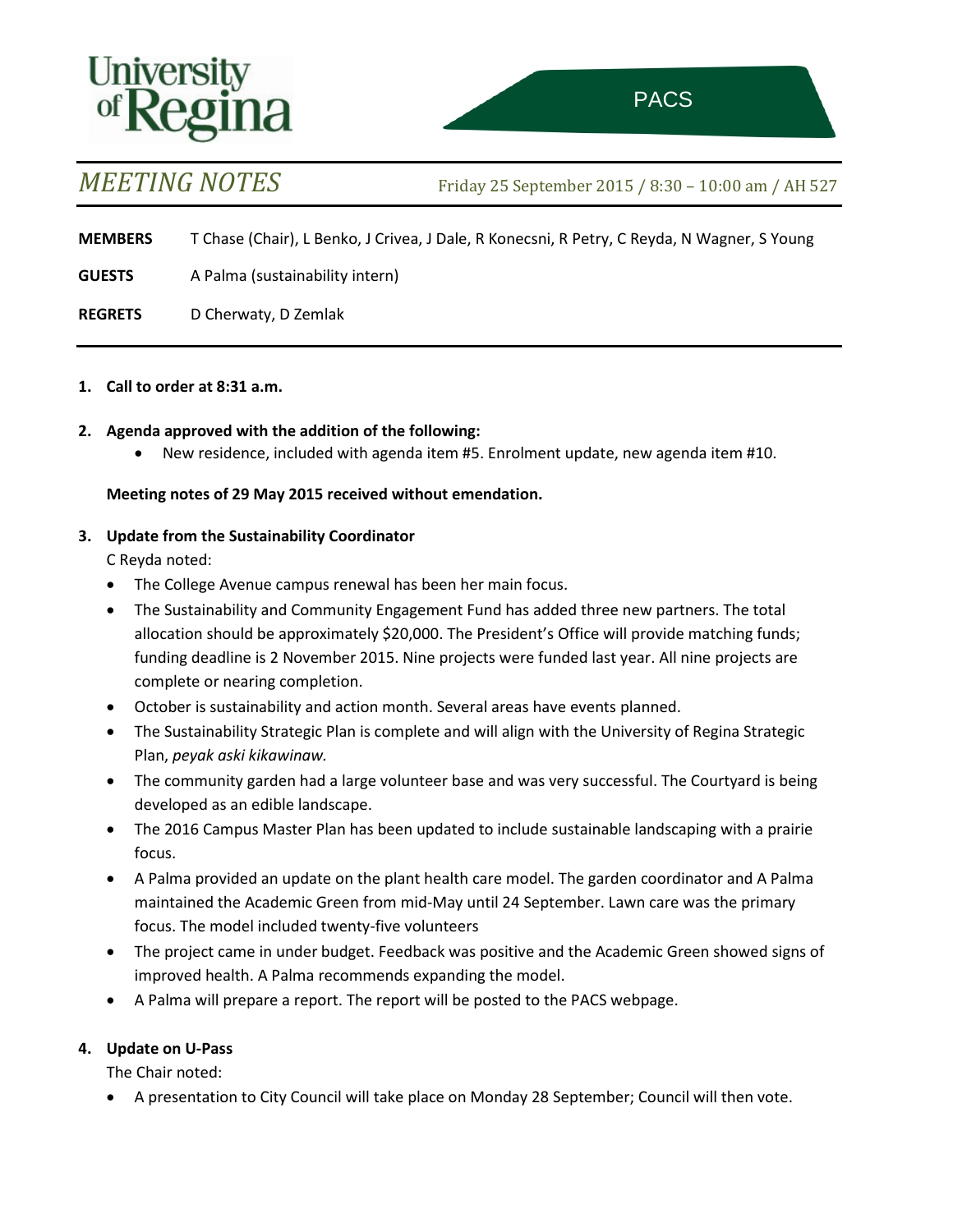University of Regina

PACS

# *MEETING NOTES*

Friday 25 September 2015 / 8:30 – 10:00 am / AH 527

**MEMBERS** T Chase (Chair), L Benko, J Crivea, J Dale, R Konecsni, R Petry, C Reyda, N Wagner, S Young

**GUESTS** A Palma (sustainability intern)

**REGRETS** D Cherwaty, D Zemlak

1. **Call to order at 8:31 a.m.**

2. **Agenda approved with the addition of the following:**
   - New residence, included with agenda item #5. Enrolment update, new agenda item #10.

   **Meeting notes of 29 May 2015 received without emendation.**

3. **Update from the Sustainability Coordinator**

   C Reyda noted:
   - The College Avenue campus renewal has been her main focus.
   - The Sustainability and Community Engagement Fund has added three new partners. The total allocation should be approximately $20,000. The President's Office will provide matching funds; funding deadline is 2 November 2015. Nine projects were funded last year. All nine projects are complete or nearing completion.
   - October is sustainability and action month. Several areas have events planned.
   - The Sustainability Strategic Plan is complete and will align with the University of Regina Strategic Plan, *peyak aski kikawinaw.*
   - The community garden had a large volunteer base and was very successful. The Courtyard is being developed as an edible landscape.
   - The 2016 Campus Master Plan has been updated to include sustainable landscaping with a prairie focus.
   - A Palma provided an update on the plant health care model. The garden coordinator and A Palma maintained the Academic Green from mid-May until 24 September. Lawn care was the primary focus. The model included twenty-five volunteers
   - The project came in under budget. Feedback was positive and the Academic Green showed signs of improved health. A Palma recommends expanding the model.
   - A Palma will prepare a report. The report will be posted to the PACS webpage.

4. **Update on U-Pass**

   The Chair noted:
   - A presentation to City Council will take place on Monday 28 September; Council will then vote.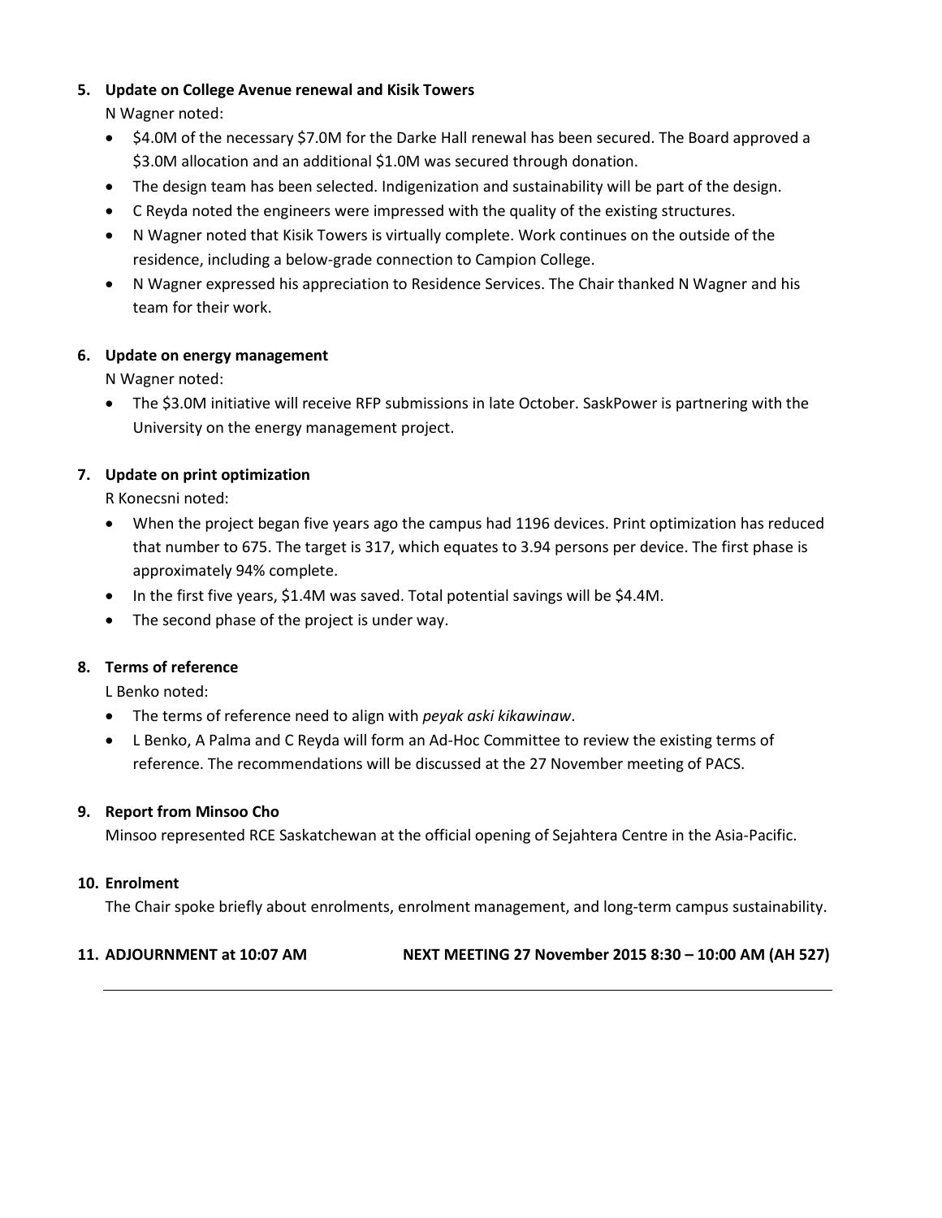5. **Update on College Avenue renewal and Kisik Towers**

   N Wagner noted:

   - $4.0M of the necessary $7.0M for the Darke Hall renewal has been secured. The Board approved a $3.0M allocation and an additional $1.0M was secured through donation.
   - The design team has been selected. Indigenization and sustainability will be part of the design.
   - C Reyda noted the engineers were impressed with the quality of the existing structures.
   - N Wagner noted that Kisik Towers is virtually complete. Work continues on the outside of the residence, including a below-grade connection to Campion College.
   - N Wagner expressed his appreciation to Residence Services. The Chair thanked N Wagner and his team for their work.

6. **Update on energy management**

   N Wagner noted:

   - The $3.0M initiative will receive RFP submissions in late October. SaskPower is partnering with the University on the energy management project.

7. **Update on print optimization**

   R Konecsni noted:

   - When the project began five years ago the campus had 1196 devices. Print optimization has reduced that number to 675. The target is 317, which equates to 3.94 persons per device. The first phase is approximately 94% complete.
   - In the first five years, $1.4M was saved. Total potential savings will be $4.4M.
   - The second phase of the project is under way.

8. **Terms of reference**

   L Benko noted:

   - The terms of reference need to align with *peyak aski kikawinaw*.
   - L Benko, A Palma and C Reyda will form an Ad-Hoc Committee to review the existing terms of reference. The recommendations will be discussed at the 27 November meeting of PACS.

9. **Report from Minsoo Cho**

   Minsoo represented RCE Saskatchewan at the official opening of Sejahtera Centre in the Asia-Pacific.

10. **Enrolment**

    The Chair spoke briefly about enrolments, enrolment management, and long-term campus sustainability.

11. **ADJOURNMENT at 10:07 AM** **NEXT MEETING 27 November 2015 8:30 – 10:00 AM (AH 527)**

---